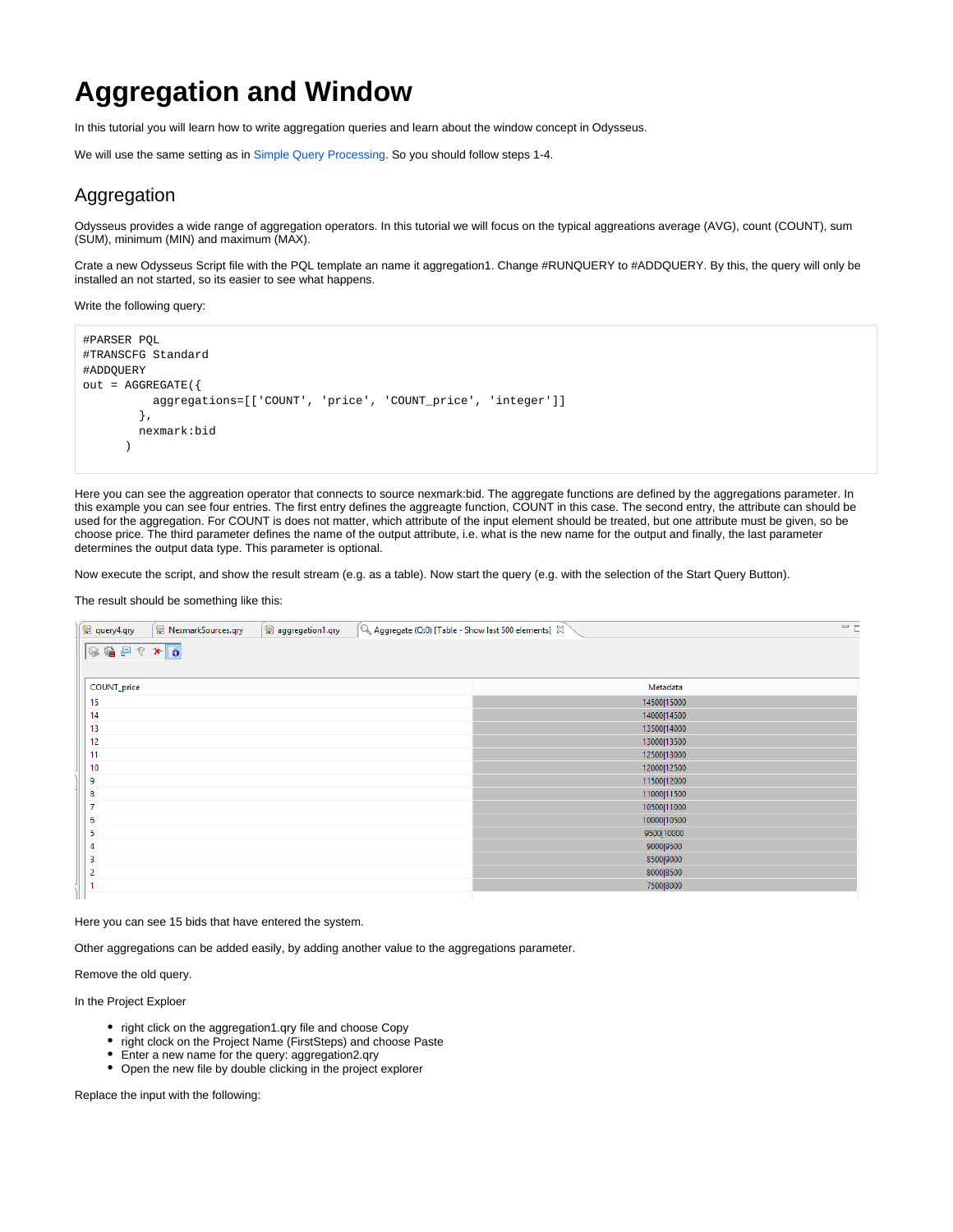# Aggregation and Window

In this tutorial you will learn how to write aggregation queries and learn about the window concept in Odysseus.

We will use the same setting as in Simple Query Processing. So you should follow steps 1-4.

## Aggregation

Odysseus provides a wide range of aggregation operators. In this tutorial we will focus on the typical aggregations average (AVG), count (COUNT), sum (SUM), minimum (MIN) and maximum (MAX).

Crate a new Odysseus Script file with the PQL template an name it aggregation1. Change #RUNQUERY to #ADDQUERY. By this, the query will only be installed an not started, so its easier to see what happens.

Write the following query:

```
#PARSER PQL
#TRANSCFG Standard
#ADDQUERY
out = AGGREGATE({
          aggregations=[['COUNT', 'price', 'COUNT_price', 'integer']]
        },
        nexmark:bid
      )
```

Here you can see the aggreation operator that connects to source nexmark:bid. The aggregate functions are defined by the aggregations parameter. In this example you can see four entries. The first entry defines the aggreagte function, COUNT in this case. The second entry, the attribute can should be used for the aggregation. For COUNT is does not matter, which attribute of the input element should be treated, but one attribute must be given, so be choose price. The third parameter defines the name of the output attribute, i.e. what is the new name for the output and finally, the last parameter determines the output data type. This parameter is optional.

Now execute the script, and show the result stream (e.g. as a table). Now start the query (e.g. with the selection of the Start Query Button).

The result should be something like this:

| COUNT_price | Metadata |
|---|---|
| 15 | 14500\|15000 |
| 14 | 14000\|14500 |
| 13 | 13500\|14000 |
| 12 | 13000\|13500 |
| 11 | 12500\|13000 |
| 10 | 12000\|12500 |
| 9 | 11500\|12000 |
| 8 | 11000\|11500 |
| 7 | 10500\|11000 |
| 6 | 10000\|10500 |
| 5 | 9500\|10000 |
| 4 | 9000\|9500 |
| 3 | 8500\|9000 |
| 2 | 8000\|8500 |
| 1 | 7500\|8000 |

Here you can see 15 bids that have entered the system.

Other aggregations can be added easily, by adding another value to the aggregations parameter.

Remove the old query.

In the Project Exploer

- right click on the aggregation1.qry file and choose Copy
- right clock on the Project Name (FirstSteps) and choose Paste
- Enter a new name for the query: aggregation2.qry
- Open the new file by double clicking in the project explorer

Replace the input with the following: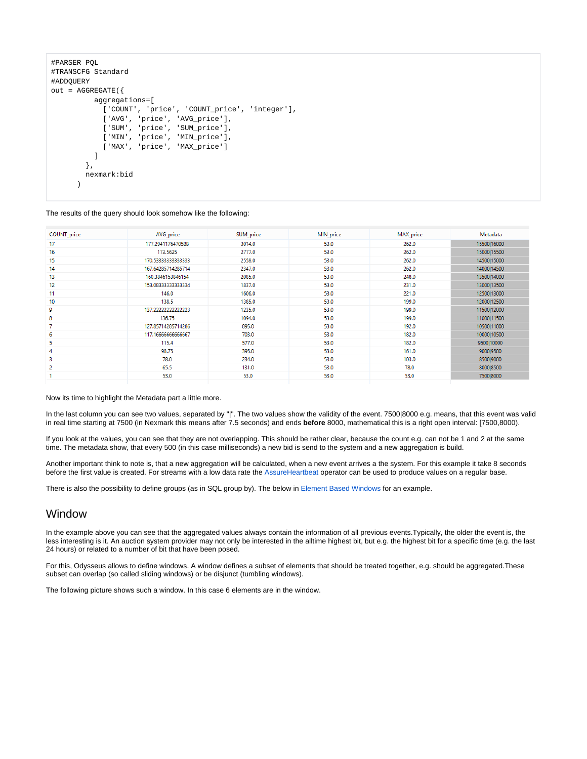```
#PARSER PQL
#TRANSCFG Standard
#ADDQUERY
out = AGGREGATE({
          aggregations=[
            ['COUNT', 'price', 'COUNT_price', 'integer'],
            ['AVG', 'price', 'AVG_price'],
            ['SUM', 'price', 'SUM_price'],
            ['MIN', 'price', 'MIN_price'],
            ['MAX', 'price', 'MAX_price']
          ]
        },
        nexmark:bid
      )
```

The results of the query should look somehow like the following:

| COUNT_price | AVG_price | SUM_price | MIN_price | MAX_price | Metadata |
|---|---|---|---|---|---|
| 17 | 177.2941176470588 | 3014.0 | 53.0 | 262.0 | 15500\|16000 |
| 16 | 173.5625 | 2777.0 | 53.0 | 262.0 | 15000\|15500 |
| 15 | 170.53333333333333 | 2558.0 | 53.0 | 262.0 | 14500\|15000 |
| 14 | 167.64285714285714 | 2347.0 | 53.0 | 262.0 | 14000\|14500 |
| 13 | 160.3846153846154 | 2085.0 | 53.0 | 248.0 | 13500\|14000 |
| 12 | 153.08333333333334 | 1837.0 | 53.0 | 231.0 | 13000\|13500 |
| 11 | 146.0 | 1606.0 | 53.0 | 221.0 | 12500\|13000 |
| 10 | 138.5 | 1385.0 | 53.0 | 199.0 | 12000\|12500 |
| 9 | 137.22222222222223 | 1235.0 | 53.0 | 199.0 | 11500\|12000 |
| 8 | 136.75 | 1094.0 | 53.0 | 199.0 | 11000\|11500 |
| 7 | 127.85714285714286 | 895.0 | 53.0 | 192.0 | 10500\|11000 |
| 6 | 117.16666666666667 | 703.0 | 53.0 | 182.0 | 10000\|10500 |
| 5 | 115.4 | 577.0 | 53.0 | 182.0 | 9500\|10000 |
| 4 | 98.75 | 395.0 | 53.0 | 161.0 | 9000\|9500 |
| 3 | 78.0 | 234.0 | 53.0 | 103.0 | 8500\|9000 |
| 2 | 65.5 | 131.0 | 53.0 | 78.0 | 8000\|8500 |
| 1 | 53.0 | 53.0 | 53.0 | 53.0 | 7500\|8000 |

Now its time to highlight the Metadata part a little more.

In the last column you can see two values, separated by "|". The two values show the validity of the event. 7500|8000 e.g. means, that this event was valid in real time starting at 7500 (in Nexmark this means after 7.5 seconds) and ends **before** 8000, mathematical this is a right open interval: [7500,8000).

If you look at the values, you can see that they are not overlapping. This should be rather clear, because the count e.g. can not be 1 and 2 at the same time. The metadata show, that every 500 (in this case milliseconds) a new bid is send to the system and a new aggregation is build.

Another important think to note is, that a new aggregation will be calculated, when a new event arrives a the system. For this example it take 8 seconds before the first value is created. For streams with a low data rate the AssureHeartbeat operator can be used to produce values on a regular base.

There is also the possibility to define groups (as in SQL group by). The below in Element Based Windows for an example.

## Window

In the example above you can see that the aggregated values always contain the information of all previous events.Typically, the older the event is, the less interesting is it. An auction system provider may not only be interested in the alltime highest bit, but e.g. the highest bit for a specific time (e.g. the last 24 hours) or related to a number of bit that have been posed.

For this, Odysseus allows to define windows. A window defines a subset of elements that should be treated together, e.g. should be aggregated.These subset can overlap (so called sliding windows) or be disjunct (tumbling windows).

The following picture shows such a window. In this case 6 elements are in the window.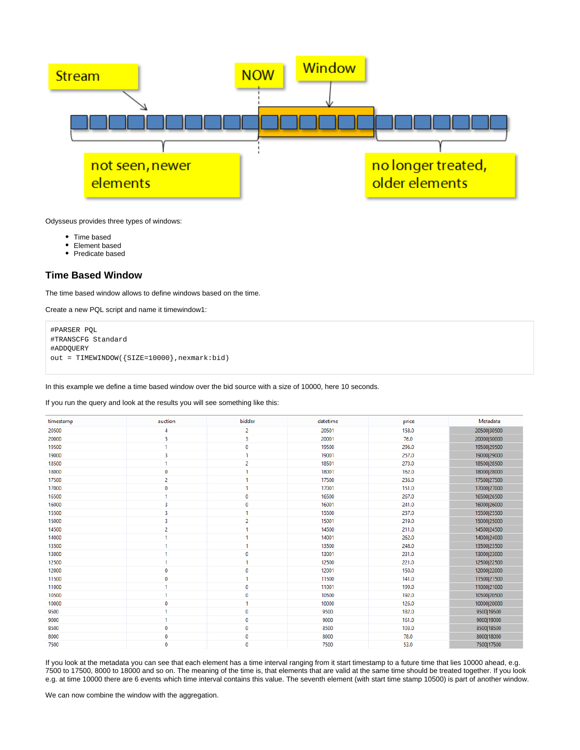Odysseus provides three types of windows:

- Time based
- Element based
- Predicate based

## Time Based Window

The time based window allows to define windows based on the time.

Create a new PQL script and name it timewindow1:

```
#PARSER PQL
#TRANSCFG Standard
#ADDQUERY
out = TIMEWINDOW({SIZE=10000},nexmark:bid)
```

In this example we define a time based window over the bid source with a size of 10000, here 10 seconds.

If you run the query and look at the results you will see something like this:

| timestamp | auction | bidder | datetime | price | Metadata |
|---|---|---|---|---|---|
| 20500 | 4 | 2 | 20501 | 158.0 | 20500\|30500 |
| 20000 | 5 | 3 | 20001 | 76.0 | 20000\|30000 |
| 19500 | 1 | 0 | 19500 | 296.0 | 19500\|29500 |
| 19000 | 3 | 1 | 19001 | 257.0 | 19000\|29000 |
| 18500 | 1 | 2 | 18501 | 273.0 | 18500\|28500 |
| 18000 | 0 | 1 | 18001 | 162.0 | 18000\|28000 |
| 17500 | 2 | 1 | 17500 | 236.0 | 17500\|27500 |
| 17000 | 0 | 1 | 17001 | 151.0 | 17000\|27000 |
| 16500 | 1 | 0 | 16500 | 267.0 | 16500\|26500 |
| 16000 | 3 | 0 | 16001 | 241.0 | 16000\|26000 |
| 15500 | 3 | 1 | 15500 | 237.0 | 15500\|25500 |
| 15000 | 3 | 2 | 15001 | 219.0 | 15000\|25000 |
| 14500 | 2 | 1 | 14500 | 211.0 | 14500\|24500 |
| 14000 | 1 | 1 | 14001 | 262.0 | 14000\|24000 |
| 13500 | 1 | 1 | 13500 | 248.0 | 13500\|23500 |
| 13000 | 1 | 0 | 13001 | 231.0 | 13000\|23000 |
| 12500 | 1 | 1 | 12500 | 221.0 | 12500\|22500 |
| 12000 | 0 | 0 | 12001 | 150.0 | 12000\|22000 |
| 11500 | 0 | 1 | 11500 | 141.0 | 11500\|21500 |
| 11000 | 1 | 0 | 11001 | 199.0 | 11000\|21000 |
| 10500 | 1 | 0 | 10500 | 192.0 | 10500\|20500 |
| 10000 | 0 | 1 | 10000 | 126.0 | 10000\|20000 |
| 9500 | 1 | 0 | 9500 | 182.0 | 9500\|19500 |
| 9000 | 1 | 0 | 9000 | 161.0 | 9000\|19000 |
| 8500 | 0 | 0 | 8500 | 103.0 | 8500\|18500 |
| 8000 | 0 | 0 | 8000 | 78.0 | 8000\|18000 |
| 7500 | 0 | 0 | 7500 | 53.0 | 7500\|17500 |

If you look at the metadata you can see that each element has a time interval ranging from it start timestamp to a future time that lies 10000 ahead, e.g. 7500 to 17500, 8000 to 18000 and so on. The meaning of the time is, that elements that are valid at the same time should be treated together. If you look e.g. at time 10000 there are 6 events which time interval contains this value. The seventh element (with start time stamp 10500) is part of another window.

We can now combine the window with the aggregation.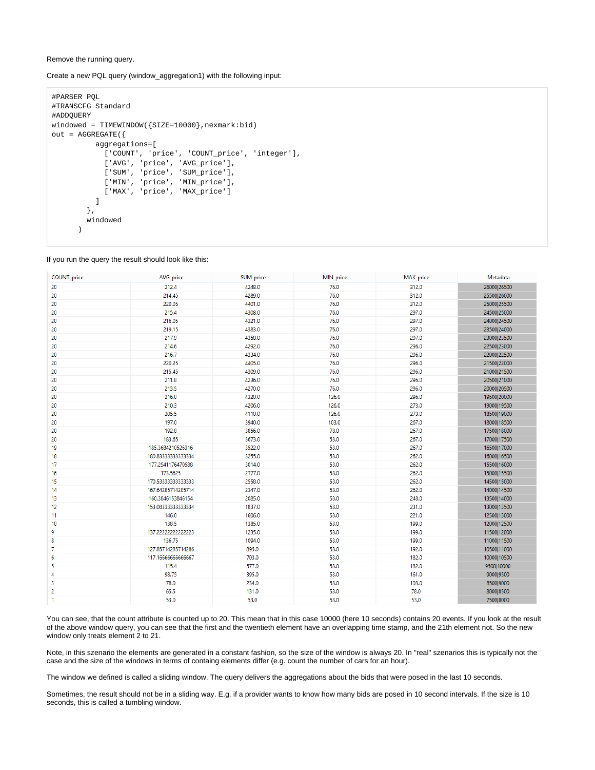Remove the running query.

Create a new PQL query (window_aggregation1) with the following input:

```
#PARSER PQL
#TRANSCFG Standard
#ADDQUERY
windowed = TIMEWINDOW({SIZE=10000},nexmark:bid)
out = AGGREGATE({
          aggregations=[
            ['COUNT', 'price', 'COUNT_price', 'integer'],
            ['AVG', 'price', 'AVG_price'],
            ['SUM', 'price', 'SUM_price'],
            ['MIN', 'price', 'MIN_price'],
            ['MAX', 'price', 'MAX_price']
          ]
        },
        windowed
      )
```

If you run the query the result should look like this:

| COUNT_price | AVG_price | SUM_price | MIN_price | MAX_price | Metadata |
|---|---|---|---|---|---|
| 20 | 212.4 | 4248.0 | 76.0 | 312.0 | 26000\|26500 |
| 20 | 214.45 | 4289.0 | 76.0 | 312.0 | 25500\|26000 |
| 20 | 220.05 | 4401.0 | 76.0 | 312.0 | 25000\|25500 |
| 20 | 215.4 | 4308.0 | 76.0 | 297.0 | 24500\|25000 |
| 20 | 216.05 | 4321.0 | 76.0 | 297.0 | 24000\|24500 |
| 20 | 219.15 | 4383.0 | 76.0 | 297.0 | 23500\|24000 |
| 20 | 217.9 | 4358.0 | 76.0 | 297.0 | 23000\|23500 |
| 20 | 214.6 | 4292.0 | 76.0 | 296.0 | 22500\|23000 |
| 20 | 216.7 | 4334.0 | 76.0 | 296.0 | 22000\|22500 |
| 20 | 220.25 | 4405.0 | 76.0 | 296.0 | 21500\|22000 |
| 20 | 215.45 | 4309.0 | 76.0 | 296.0 | 21000\|21500 |
| 20 | 211.8 | 4236.0 | 76.0 | 296.0 | 20500\|21000 |
| 20 | 213.5 | 4270.0 | 76.0 | 296.0 | 20000\|20500 |
| 20 | 216.0 | 4320.0 | 126.0 | 296.0 | 19500\|20000 |
| 20 | 210.3 | 4206.0 | 126.0 | 273.0 | 19000\|19500 |
| 20 | 205.5 | 4110.0 | 126.0 | 273.0 | 18500\|19000 |
| 20 | 197.0 | 3940.0 | 103.0 | 267.0 | 18000\|18500 |
| 20 | 192.8 | 3856.0 | 78.0 | 267.0 | 17500\|18000 |
| 20 | 183.65 | 3673.0 | 53.0 | 267.0 | 17000\|17500 |
| 19 | 185.3684210526316 | 3522.0 | 53.0 | 267.0 | 16500\|17000 |
| 18 | 180.83333333333334 | 3255.0 | 53.0 | 262.0 | 16000\|16500 |
| 17 | 177.2941176470588 | 3014.0 | 53.0 | 262.0 | 15500\|16000 |
| 16 | 173.5625 | 2777.0 | 53.0 | 262.0 | 15000\|15500 |
| 15 | 170.53333333333333 | 2558.0 | 53.0 | 262.0 | 14500\|15000 |
| 14 | 167.64285714285714 | 2347.0 | 53.0 | 262.0 | 14000\|14500 |
| 13 | 160.3846153846154 | 2085.0 | 53.0 | 248.0 | 13500\|14000 |
| 12 | 153.08333333333334 | 1837.0 | 53.0 | 231.0 | 13000\|13500 |
| 11 | 146.0 | 1606.0 | 53.0 | 221.0 | 12500\|13000 |
| 10 | 138.5 | 1385.0 | 53.0 | 199.0 | 12000\|12500 |
| 9 | 137.22222222222223 | 1235.0 | 53.0 | 199.0 | 11500\|12000 |
| 8 | 136.75 | 1094.0 | 53.0 | 199.0 | 11000\|11500 |
| 7 | 127.85714285714286 | 895.0 | 53.0 | 192.0 | 10500\|11000 |
| 6 | 117.16666666666667 | 703.0 | 53.0 | 182.0 | 10000\|10500 |
| 5 | 115.4 | 577.0 | 53.0 | 182.0 | 9500\|10000 |
| 4 | 98.75 | 395.0 | 53.0 | 161.0 | 9000\|9500 |
| 3 | 78.0 | 234.0 | 53.0 | 103.0 | 8500\|9000 |
| 2 | 65.5 | 131.0 | 53.0 | 78.0 | 8000\|8500 |
| 1 | 53.0 | 53.0 | 53.0 | 53.0 | 7500\|8000 |

You can see, that the count attribute is counted up to 20. This mean that in this case 10000 (here 10 seconds) contains 20 events. If you look at the result of the above window query, you can see that the first and the twentieth element have an overlapping time stamp, and the 21th element not. So the new window only treats element 2 to 21.

Note, in this szenario the elements are generated in a constant fashion, so the size of the window is always 20. In "real" szenarios this is typically not the case and the size of the windows in terms of containg elements differ (e.g. count the number of cars for an hour).

The window we defined is called a sliding window. The query delivers the aggregations about the bids that were posed in the last 10 seconds.

Sometimes, the result should not be in a sliding way. E.g. if a provider wants to know how many bids are posed in 10 second intervals. If the size is 10 seconds, this is called a tumbling window.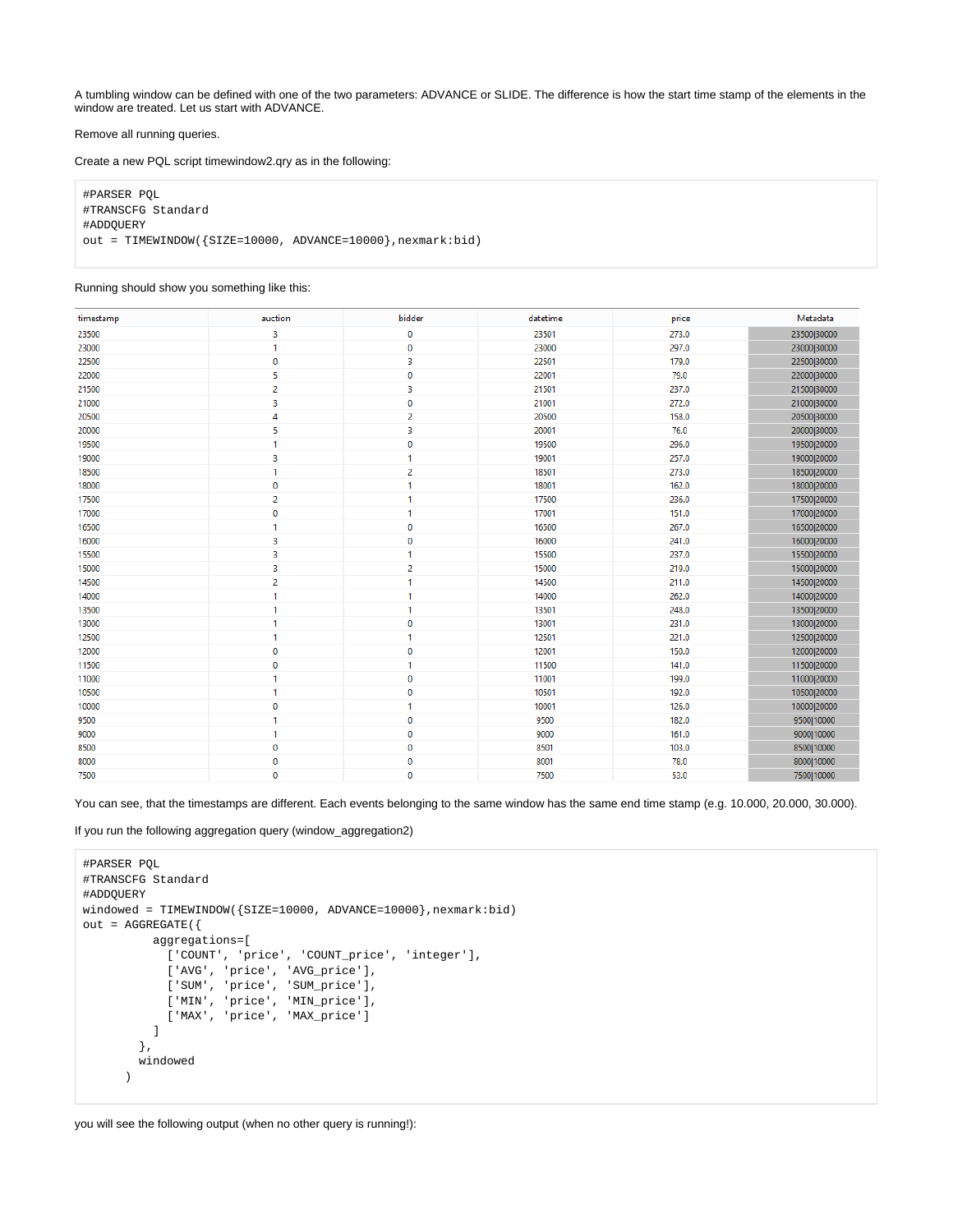A tumbling window can be defined with one of the two parameters: ADVANCE or SLIDE. The difference is how the start time stamp of the elements in the window are treated. Let us start with ADVANCE.

Remove all running queries.

Create a new PQL script timewindow2.qry as in the following:

```
#PARSER PQL
#TRANSCFG Standard
#ADDQUERY
out = TIMEWINDOW({SIZE=10000, ADVANCE=10000},nexmark:bid)
```

Running should show you something like this:

| timestamp | auction | bidder | datetime | price | Metadata |
|---|---|---|---|---|---|
| 23500 | 3 | 0 | 23501 | 273.0 | 23500\|30000 |
| 23000 | 1 | 0 | 23000 | 297.0 | 23000\|30000 |
| 22500 | 0 | 3 | 22501 | 179.0 | 22500\|30000 |
| 22000 | 5 | 0 | 22001 | 79.0 | 22000\|30000 |
| 21500 | 2 | 3 | 21501 | 237.0 | 21500\|30000 |
| 21000 | 3 | 0 | 21001 | 272.0 | 21000\|30000 |
| 20500 | 4 | 2 | 20500 | 158.0 | 20500\|30000 |
| 20000 | 5 | 3 | 20001 | 76.0 | 20000\|30000 |
| 19500 | 1 | 0 | 19500 | 296.0 | 19500\|20000 |
| 19000 | 3 | 1 | 19001 | 257.0 | 19000\|20000 |
| 18500 | 1 | 2 | 18501 | 273.0 | 18500\|20000 |
| 18000 | 0 | 1 | 18001 | 162.0 | 18000\|20000 |
| 17500 | 2 | 1 | 17500 | 236.0 | 17500\|20000 |
| 17000 | 0 | 1 | 17001 | 151.0 | 17000\|20000 |
| 16500 | 1 | 0 | 16500 | 267.0 | 16500\|20000 |
| 16000 | 3 | 0 | 16000 | 241.0 | 16000\|20000 |
| 15500 | 3 | 1 | 15500 | 237.0 | 15500\|20000 |
| 15000 | 3 | 2 | 15000 | 219.0 | 15000\|20000 |
| 14500 | 2 | 1 | 14500 | 211.0 | 14500\|20000 |
| 14000 | 1 | 1 | 14000 | 262.0 | 14000\|20000 |
| 13500 | 1 | 1 | 13501 | 248.0 | 13500\|20000 |
| 13000 | 1 | 0 | 13001 | 231.0 | 13000\|20000 |
| 12500 | 1 | 1 | 12501 | 221.0 | 12500\|20000 |
| 12000 | 0 | 0 | 12001 | 150.0 | 12000\|20000 |
| 11500 | 0 | 1 | 11500 | 141.0 | 11500\|20000 |
| 11000 | 1 | 0 | 11001 | 199.0 | 11000\|20000 |
| 10500 | 1 | 0 | 10501 | 192.0 | 10500\|20000 |
| 10000 | 0 | 1 | 10001 | 126.0 | 10000\|20000 |
| 9500 | 1 | 0 | 9500 | 182.0 | 9500\|10000 |
| 9000 | 1 | 0 | 9000 | 161.0 | 9000\|10000 |
| 8500 | 0 | 0 | 8501 | 103.0 | 8500\|10000 |
| 8000 | 0 | 0 | 8001 | 78.0 | 8000\|10000 |
| 7500 | 0 | 0 | 7500 | 53.0 | 7500\|10000 |

You can see, that the timestamps are different. Each events belonging to the same window has the same end time stamp (e.g. 10.000, 20.000, 30.000).

If you run the following aggregation query (window_aggregation2)

```
#PARSER PQL
#TRANSCFG Standard
#ADDQUERY
windowed = TIMEWINDOW({SIZE=10000, ADVANCE=10000},nexmark:bid)
out = AGGREGATE({
          aggregations=[
            ['COUNT', 'price', 'COUNT_price', 'integer'],
            ['AVG', 'price', 'AVG_price'],
            ['SUM', 'price', 'SUM_price'],
            ['MIN', 'price', 'MIN_price'],
            ['MAX', 'price', 'MAX_price']
          ]
        },
        windowed
      )
```

you will see the following output (when no other query is running!):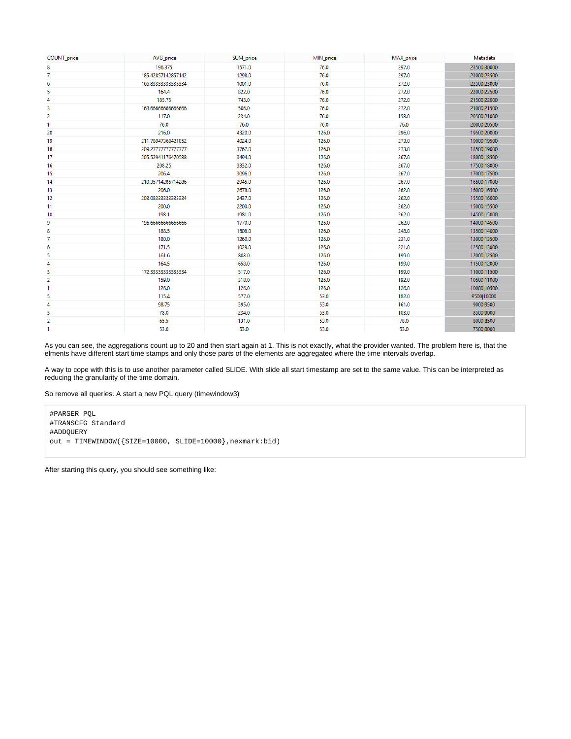| COUNT_price | AVG_price | SUM_price | MIN_price | MAX_price | Metadata |
|---|---|---|---|---|---|
| 8 | 196.375 | 1571.0 | 76.0 | 297.0 | 23500\|30000 |
| 7 | 185.42857142857142 | 1298.0 | 76.0 | 297.0 | 23000\|23500 |
| 6 | 166.83333333333334 | 1001.0 | 76.0 | 272.0 | 22500\|23000 |
| 5 | 164.4 | 822.0 | 76.0 | 272.0 | 22000\|22500 |
| 4 | 185.75 | 743.0 | 76.0 | 272.0 | 21500\|22000 |
| 3 | 168.66666666666666 | 506.0 | 76.0 | 272.0 | 21000\|21500 |
| 2 | 117.0 | 234.0 | 76.0 | 158.0 | 20500\|21000 |
| 1 | 76.0 | 76.0 | 76.0 | 76.0 | 20000\|20500 |
| 20 | 216.0 | 4320.0 | 126.0 | 296.0 | 19500\|20000 |
| 19 | 211.78947368421052 | 4024.0 | 126.0 | 273.0 | 19000\|19500 |
| 18 | 209.27777777777777 | 3767.0 | 126.0 | 273.0 | 18500\|19000 |
| 17 | 205.52941176470588 | 3494.0 | 126.0 | 267.0 | 18000\|18500 |
| 16 | 208.25 | 3332.0 | 126.0 | 267.0 | 17500\|18000 |
| 15 | 206.4 | 3096.0 | 126.0 | 267.0 | 17000\|17500 |
| 14 | 210.35714285714286 | 2945.0 | 126.0 | 267.0 | 16500\|17000 |
| 13 | 206.0 | 2678.0 | 126.0 | 262.0 | 16000\|16500 |
| 12 | 203.08333333333334 | 2437.0 | 126.0 | 262.0 | 15500\|16000 |
| 11 | 200.0 | 2200.0 | 126.0 | 262.0 | 15000\|15500 |
| 10 | 198.1 | 1981.0 | 126.0 | 262.0 | 14500\|15000 |
| 9 | 196.66666666666666 | 1770.0 | 126.0 | 262.0 | 14000\|14500 |
| 8 | 188.5 | 1508.0 | 126.0 | 248.0 | 13500\|14000 |
| 7 | 180.0 | 1260.0 | 126.0 | 231.0 | 13000\|13500 |
| 6 | 171.5 | 1029.0 | 126.0 | 221.0 | 12500\|13000 |
| 5 | 161.6 | 808.0 | 126.0 | 199.0 | 12000\|12500 |
| 4 | 164.5 | 658.0 | 126.0 | 199.0 | 11500\|12000 |
| 3 | 172.33333333333334 | 517.0 | 126.0 | 199.0 | 11000\|11500 |
| 2 | 159.0 | 318.0 | 126.0 | 192.0 | 10500\|11000 |
| 1 | 126.0 | 126.0 | 126.0 | 126.0 | 10000\|10500 |
| 5 | 115.4 | 577.0 | 53.0 | 182.0 | 9500\|10000 |
| 4 | 98.75 | 395.0 | 53.0 | 161.0 | 9000\|9500 |
| 3 | 78.0 | 234.0 | 53.0 | 103.0 | 8500\|9000 |
| 2 | 65.5 | 131.0 | 53.0 | 78.0 | 8000\|8500 |
| 1 | 53.0 | 53.0 | 53.0 | 53.0 | 7500\|8000 |

As you can see, the aggregations count up to 20 and then start again at 1. This is not exactly, what the provider wanted. The problem here is, that the elments have different start time stamps and only those parts of the elements are aggregated where the time intervals overlap.

A way to cope with this is to use another parameter called SLIDE. With slide all start timestamp are set to the same value. This can be interpreted as reducing the granularity of the time domain.

So remove all queries. A start a new PQL query (timewindow3)

```
#PARSER PQL
#TRANSCFG Standard
#ADDQUERY
out = TIMEWINDOW({SIZE=10000, SLIDE=10000},nexmark:bid)
```

After starting this query, you should see something like: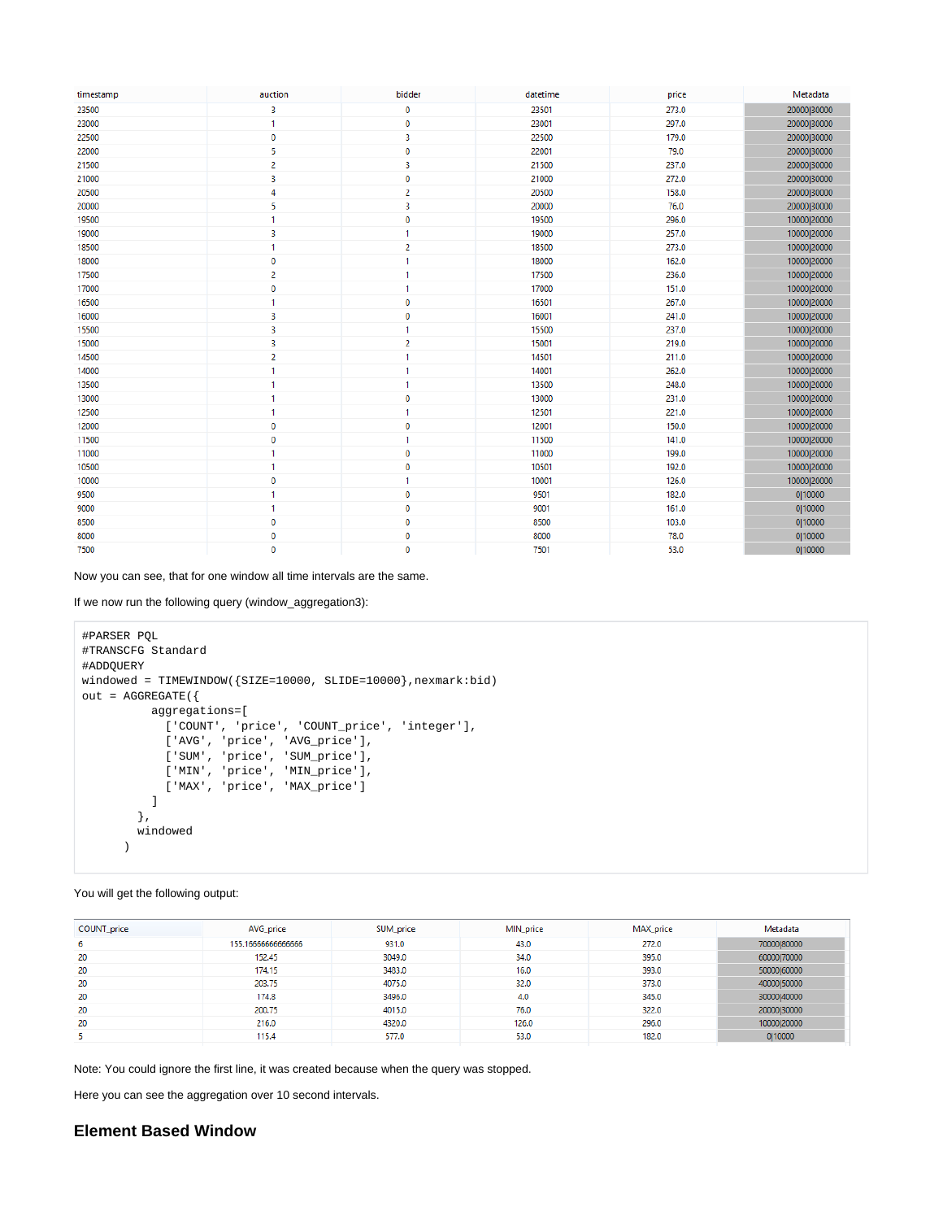| timestamp | auction | bidder | datetime | price | Metadata |
| --- | --- | --- | --- | --- | --- |
| 23500 | 3 | 0 | 23501 | 273.0 | 20000\|30000 |
| 23000 | 1 | 0 | 23001 | 297.0 | 20000\|30000 |
| 22500 | 0 | 3 | 22500 | 179.0 | 20000\|30000 |
| 22000 | 5 | 0 | 22001 | 79.0 | 20000\|30000 |
| 21500 | 2 | 3 | 21500 | 237.0 | 20000\|30000 |
| 21000 | 3 | 0 | 21000 | 272.0 | 20000\|30000 |
| 20500 | 4 | 2 | 20500 | 158.0 | 20000\|30000 |
| 20000 | 5 | 3 | 20000 | 76.0 | 20000\|30000 |
| 19500 | 1 | 0 | 19500 | 296.0 | 10000\|20000 |
| 19000 | 3 | 1 | 19000 | 257.0 | 10000\|20000 |
| 18500 | 1 | 2 | 18500 | 273.0 | 10000\|20000 |
| 18000 | 0 | 1 | 18000 | 162.0 | 10000\|20000 |
| 17500 | 2 | 1 | 17500 | 236.0 | 10000\|20000 |
| 17000 | 0 | 1 | 17000 | 151.0 | 10000\|20000 |
| 16500 | 1 | 0 | 16501 | 267.0 | 10000\|20000 |
| 16000 | 3 | 0 | 16001 | 241.0 | 10000\|20000 |
| 15500 | 3 | 1 | 15500 | 237.0 | 10000\|20000 |
| 15000 | 3 | 2 | 15001 | 219.0 | 10000\|20000 |
| 14500 | 2 | 1 | 14501 | 211.0 | 10000\|20000 |
| 14000 | 1 | 1 | 14001 | 262.0 | 10000\|20000 |
| 13500 | 1 | 1 | 13500 | 248.0 | 10000\|20000 |
| 13000 | 1 | 0 | 13000 | 231.0 | 10000\|20000 |
| 12500 | 1 | 1 | 12501 | 221.0 | 10000\|20000 |
| 12000 | 0 | 0 | 12001 | 150.0 | 10000\|20000 |
| 11500 | 0 | 1 | 11500 | 141.0 | 10000\|20000 |
| 11000 | 1 | 0 | 11000 | 199.0 | 10000\|20000 |
| 10500 | 1 | 0 | 10501 | 192.0 | 10000\|20000 |
| 10000 | 0 | 1 | 10001 | 126.0 | 10000\|20000 |
| 9500 | 1 | 0 | 9501 | 182.0 | 0\|10000 |
| 9000 | 1 | 0 | 9001 | 161.0 | 0\|10000 |
| 8500 | 0 | 0 | 8500 | 103.0 | 0\|10000 |
| 8000 | 0 | 0 | 8000 | 78.0 | 0\|10000 |
| 7500 | 0 | 0 | 7501 | 53.0 | 0\|10000 |

Now you can see, that for one window all time intervals are the same.

If we now run the following query (window_aggregation3):

```
#PARSER PQL
#TRANSCFG Standard
#ADDQUERY
windowed = TIMEWINDOW({SIZE=10000, SLIDE=10000},nexmark:bid)
out = AGGREGATE({
          aggregations=[
            ['COUNT', 'price', 'COUNT_price', 'integer'],
            ['AVG', 'price', 'AVG_price'],
            ['SUM', 'price', 'SUM_price'],
            ['MIN', 'price', 'MIN_price'],
            ['MAX', 'price', 'MAX_price']
          ]
        },
        windowed
      )
```

You will get the following output:

| COUNT_price | AVG_price | SUM_price | MIN_price | MAX_price | Metadata |
| --- | --- | --- | --- | --- | --- |
| 6 | 155.16666666666666 | 931.0 | 43.0 | 272.0 | 70000\|80000 |
| 20 | 152.45 | 3049.0 | 34.0 | 395.0 | 60000\|70000 |
| 20 | 174.15 | 3483.0 | 16.0 | 393.0 | 50000\|60000 |
| 20 | 203.75 | 4075.0 | 32.0 | 373.0 | 40000\|50000 |
| 20 | 174.8 | 3496.0 | 4.0 | 345.0 | 30000\|40000 |
| 20 | 200.75 | 4015.0 | 76.0 | 322.0 | 20000\|30000 |
| 20 | 216.0 | 4320.0 | 126.0 | 296.0 | 10000\|20000 |
| 5 | 115.4 | 577.0 | 53.0 | 182.0 | 0\|10000 |

Note: You could ignore the first line, it was created because when the query was stopped.

Here you can see the aggregation over 10 second intervals.

### Element Based Window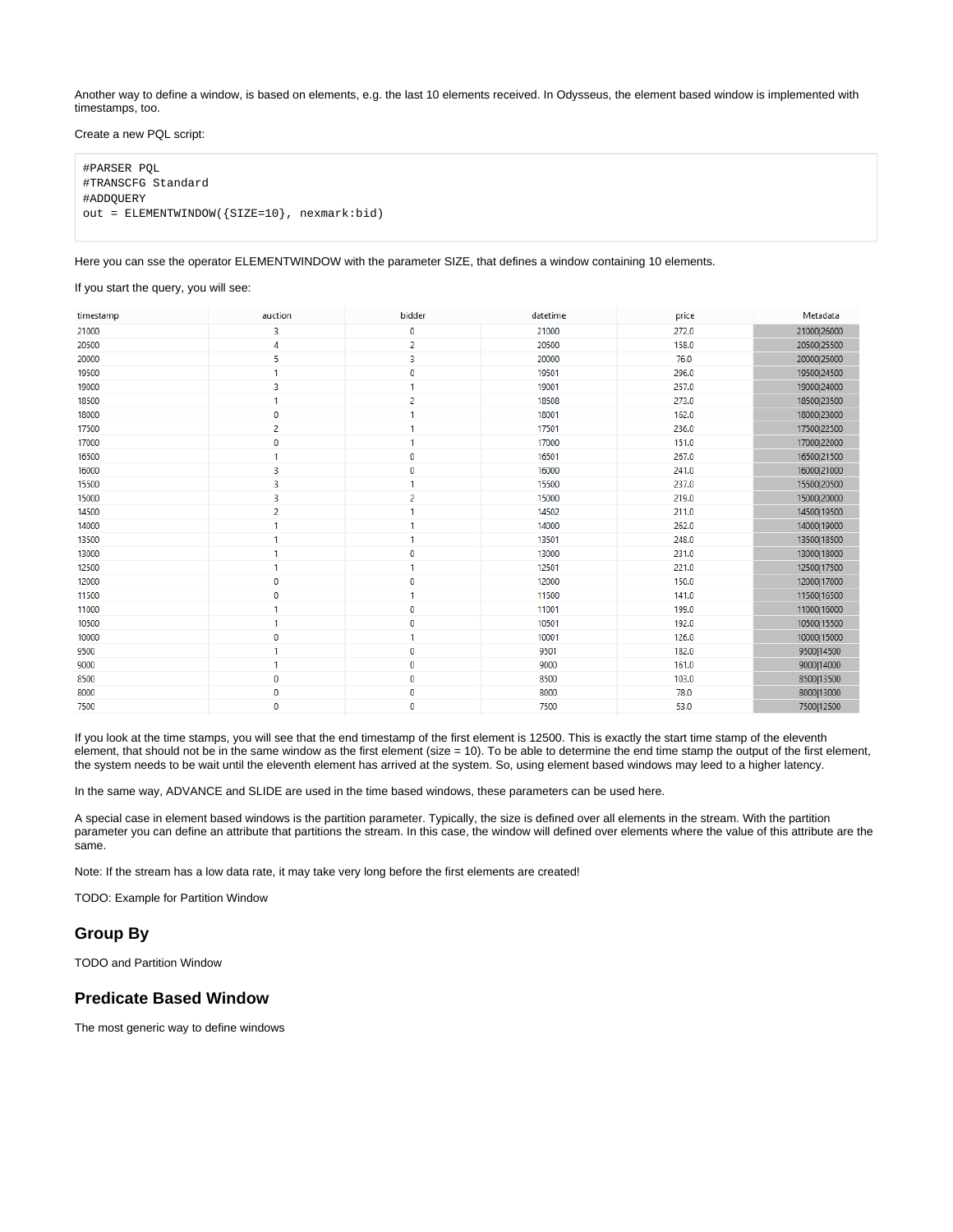Another way to define a window, is based on elements, e.g. the last 10 elements received. In Odysseus, the element based window is implemented with timestamps, too.

Create a new PQL script:

```
#PARSER PQL
#TRANSCFG Standard
#ADDQUERY
out = ELEMENTWINDOW({SIZE=10}, nexmark:bid)
```

Here you can sse the operator ELEMENTWINDOW with the parameter SIZE, that defines a window containing 10 elements.

If you start the query, you will see:

| timestamp | auction | bidder | datetime | price | Metadata |
|---|---|---|---|---|---|
| 21000 | 3 | 0 | 21000 | 272.0 | 21000\|26000 |
| 20500 | 4 | 2 | 20500 | 158.0 | 20500\|25500 |
| 20000 | 5 | 3 | 20000 | 76.0 | 20000\|25000 |
| 19500 | 1 | 0 | 19501 | 296.0 | 19500\|24500 |
| 19000 | 3 | 1 | 19001 | 257.0 | 19000\|24000 |
| 18500 | 1 | 2 | 18508 | 273.0 | 18500\|23500 |
| 18000 | 0 | 1 | 18001 | 162.0 | 18000\|23000 |
| 17500 | 2 | 1 | 17501 | 236.0 | 17500\|22500 |
| 17000 | 0 | 1 | 17000 | 151.0 | 17000\|22000 |
| 16500 | 1 | 0 | 16501 | 267.0 | 16500\|21500 |
| 16000 | 3 | 0 | 16000 | 241.0 | 16000\|21000 |
| 15500 | 3 | 1 | 15500 | 237.0 | 15500\|20500 |
| 15000 | 3 | 2 | 15000 | 219.0 | 15000\|20000 |
| 14500 | 2 | 1 | 14502 | 211.0 | 14500\|19500 |
| 14000 | 1 | 1 | 14000 | 262.0 | 14000\|19000 |
| 13500 | 1 | 1 | 13501 | 248.0 | 13500\|18500 |
| 13000 | 1 | 0 | 13000 | 231.0 | 13000\|18000 |
| 12500 | 1 | 1 | 12501 | 221.0 | 12500\|17500 |
| 12000 | 0 | 0 | 12000 | 150.0 | 12000\|17000 |
| 11500 | 0 | 1 | 11500 | 141.0 | 11500\|16500 |
| 11000 | 1 | 0 | 11001 | 199.0 | 11000\|16000 |
| 10500 | 1 | 0 | 10501 | 192.0 | 10500\|15500 |
| 10000 | 0 | 1 | 10001 | 126.0 | 10000\|15000 |
| 9500 | 1 | 0 | 9501 | 182.0 | 9500\|14500 |
| 9000 | 1 | 0 | 9000 | 161.0 | 9000\|14000 |
| 8500 | 0 | 0 | 8500 | 103.0 | 8500\|13500 |
| 8000 | 0 | 0 | 8000 | 78.0 | 8000\|13000 |
| 7500 | 0 | 0 | 7500 | 53.0 | 7500\|12500 |

If you look at the time stamps, you will see that the end timestamp of the first element is 12500. This is exactly the start time stamp of the eleventh element, that should not be in the same window as the first element (size = 10). To be able to determine the end time stamp the output of the first element, the system needs to be wait until the eleventh element has arrived at the system. So, using element based windows may leed to a higher latency.

In the same way, ADVANCE and SLIDE are used in the time based windows, these parameters can be used here.

A special case in element based windows is the partition parameter. Typically, the size is defined over all elements in the stream. With the partition parameter you can define an attribute that partitions the stream. In this case, the window will defined over elements where the value of this attribute are the same.

Note: If the stream has a low data rate, it may take very long before the first elements are created!

TODO: Example for Partition Window

## Group By

TODO and Partition Window

## Predicate Based Window

The most generic way to define windows